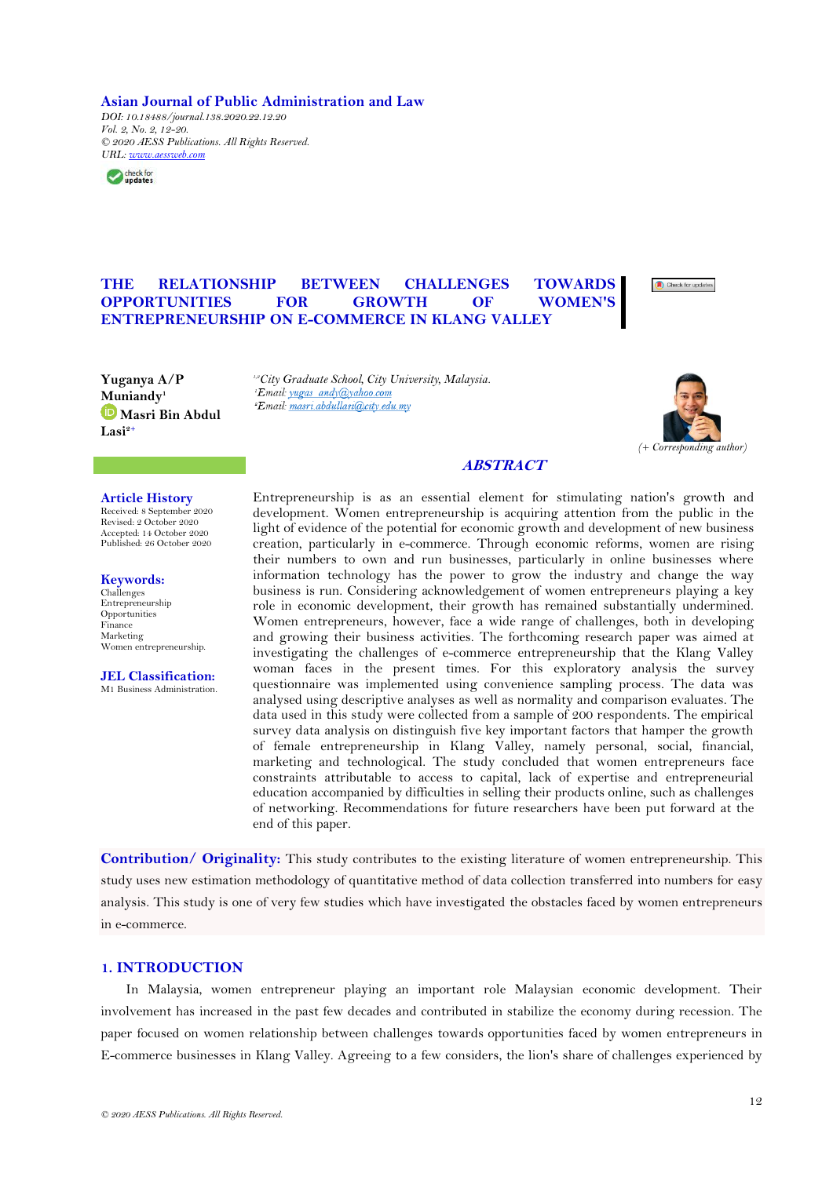Asian Journal of Public Administration and Law

*DOI: 10.18488/journal.138.2020.22.12.20*
*Vol. 2, No. 2, 12-20.*
*© 2020 AESS Publications. All Rights Reserved.*
*URL: www.aessweb.com*

# THE RELATIONSHIP BETWEEN CHALLENGES TOWARDS OPPORTUNITIES FOR GROWTH OF WOMEN'S ENTREPRENEURSHIP ON E-COMMERCE IN KLANG VALLEY

**Yuganya A/P Muniandy**[1]
**Masri Bin Abdul Lasi**[2+]

*[1,2]City Graduate School, City University, Malaysia.*
*[1]Email: yugas_andy@yahoo.com*
*[2]Email: masri.abdullasi@city.edu.my*

*(+ Corresponding author)*

## ABSTRACT

**Article History**
Received: 8 September 2020
Revised: 2 October 2020
Accepted: 14 October 2020
Published: 26 October 2020

**Keywords:**
Challenges
Entrepreneurship
Opportunities
Finance
Marketing
Women entrepreneurship.

**JEL Classification:**
M1 Business Administration.

Entrepreneurship is as an essential element for stimulating nation's growth and development. Women entrepreneurship is acquiring attention from the public in the light of evidence of the potential for economic growth and development of new business creation, particularly in e-commerce. Through economic reforms, women are rising their numbers to own and run businesses, particularly in online businesses where information technology has the power to grow the industry and change the way business is run. Considering acknowledgement of women entrepreneurs playing a key role in economic development, their growth has remained substantially undermined. Women entrepreneurs, however, face a wide range of challenges, both in developing and growing their business activities. The forthcoming research paper was aimed at investigating the challenges of e-commerce entrepreneurship that the Klang Valley woman faces in the present times. For this exploratory analysis the survey questionnaire was implemented using convenience sampling process. The data was analysed using descriptive analyses as well as normality and comparison evaluates. The data used in this study were collected from a sample of 200 respondents. The empirical survey data analysis on distinguish five key important factors that hamper the growth of female entrepreneurship in Klang Valley, namely personal, social, financial, marketing and technological. The study concluded that women entrepreneurs face constraints attributable to access to capital, lack of expertise and entrepreneurial education accompanied by difficulties in selling their products online, such as challenges of networking. Recommendations for future researchers have been put forward at the end of this paper.

**Contribution/ Originality:** This study contributes to the existing literature of women entrepreneurship. This study uses new estimation methodology of quantitative method of data collection transferred into numbers for easy analysis. This study is one of very few studies which have investigated the obstacles faced by women entrepreneurs in e-commerce.

## 1. INTRODUCTION

In Malaysia, women entrepreneur playing an important role Malaysian economic development. Their involvement has increased in the past few decades and contributed in stabilize the economy during recession. The paper focused on women relationship between challenges towards opportunities faced by women entrepreneurs in E-commerce businesses in Klang Valley. Agreeing to a few considers, the lion's share of challenges experienced by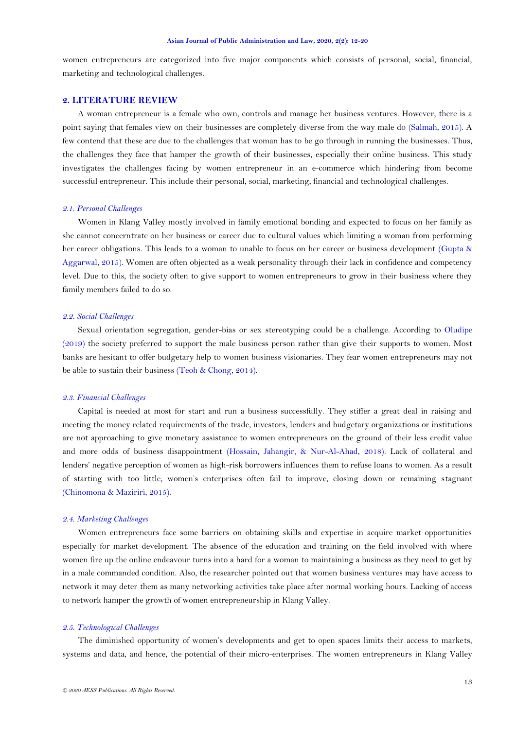women entrepreneurs are categorized into five major components which consists of personal, social, financial, marketing and technological challenges.

## 2. LITERATURE REVIEW

A woman entrepreneur is a female who own, controls and manage her business ventures. However, there is a point saying that females view on their businesses are completely diverse from the way male do (Salmah, 2015). A few contend that these are due to the challenges that woman has to be go through in running the businesses. Thus, the challenges they face that hamper the growth of their businesses, especially their online business. This study investigates the challenges facing by women entrepreneur in an e-commerce which hindering from become successful entrepreneur. This include their personal, social, marketing, financial and technological challenges.

### *2.1. Personal Challenges*

Women in Klang Valley mostly involved in family emotional bonding and expected to focus on her family as she cannot concerntrate on her business or career due to cultural values which limiting a woman from performing her career obligations. This leads to a woman to unable to focus on her career or business development (Gupta & Aggarwal, 2015). Women are often objected as a weak personality through their lack in confidence and competency level. Due to this, the society often to give support to women entrepreneurs to grow in their business where they family members failed to do so.

### *2.2. Social Challenges*

Sexual orientation segregation, gender-bias or sex stereotyping could be a challenge. According to Oludipe (2019) the society preferred to support the male business person rather than give their supports to women. Most banks are hesitant to offer budgetary help to women business visionaries. They fear women entrepreneurs may not be able to sustain their business (Teoh & Chong, 2014).

### *2.3. Financial Challenges*

Capital is needed at most for start and run a business successfully. They stiffer a great deal in raising and meeting the money related requirements of the trade, investors, lenders and budgetary organizations or institutions are not approaching to give monetary assistance to women entrepreneurs on the ground of their less credit value and more odds of business disappointment (Hossain, Jahangir, & Nur-Al-Ahad, 2018). Lack of collateral and lenders' negative perception of women as high-risk borrowers influences them to refuse loans to women. As a result of starting with too little, women's enterprises often fail to improve, closing down or remaining stagnant (Chinomona & Maziriri, 2015).

### *2.4. Marketing Challenges*

Women entrepreneurs face some barriers on obtaining skills and expertise in acquire market opportunities especially for market development. The absence of the education and training on the field involved with where women fire up the online endeavour turns into a hard for a woman to maintaining a business as they need to get by in a male commanded condition. Also, the researcher pointed out that women business ventures may have access to network it may deter them as many networking activities take place after normal working hours. Lacking of access to network hamper the growth of women entrepreneurship in Klang Valley.

### *2.5. Technological Challenges*

The diminished opportunity of women's developments and get to open spaces limits their access to markets, systems and data, and hence, the potential of their micro-enterprises. The women entrepreneurs in Klang Valley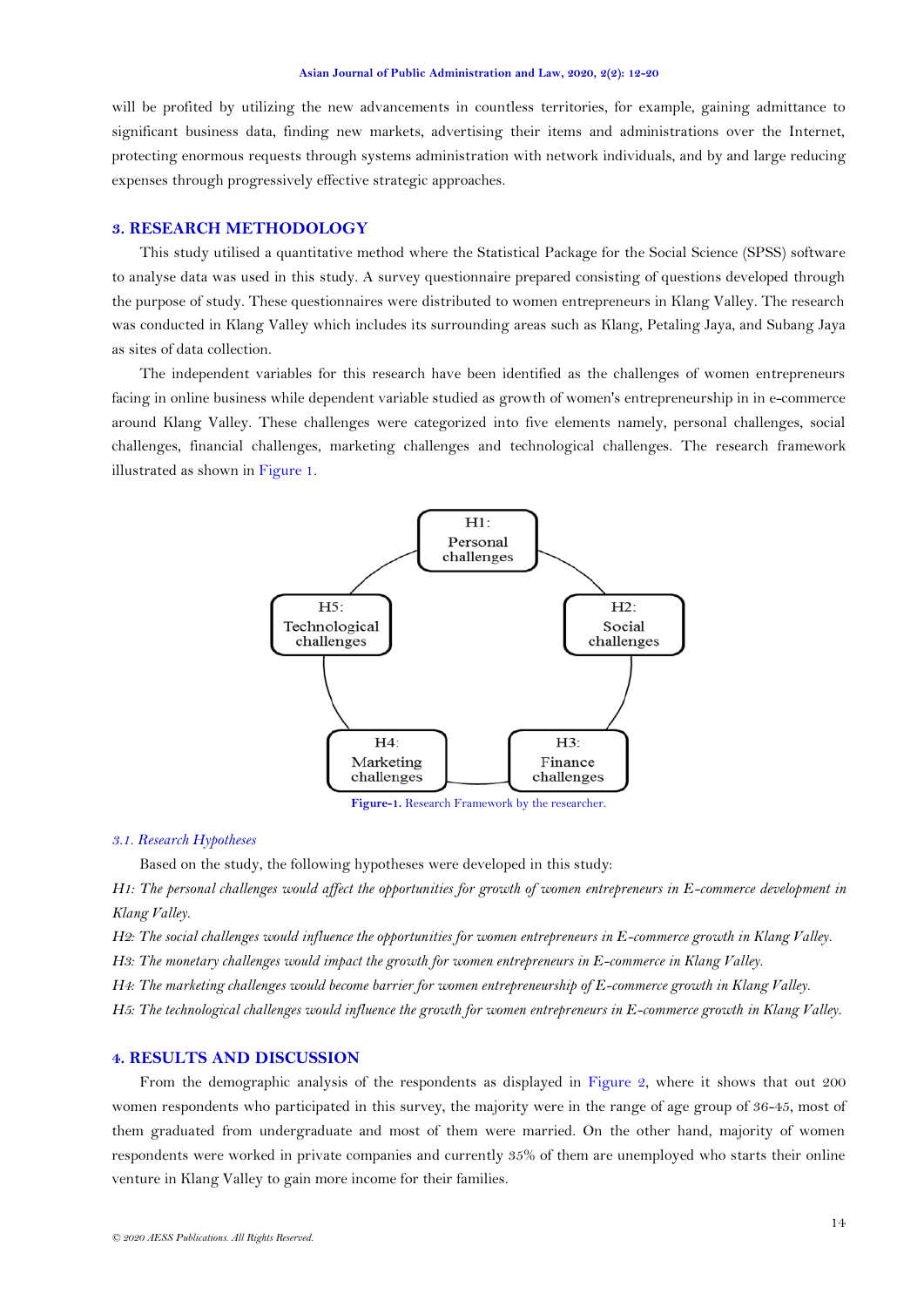will be profited by utilizing the new advancements in countless territories, for example, gaining admittance to significant business data, finding new markets, advertising their items and administrations over the Internet, protecting enormous requests through systems administration with network individuals, and by and large reducing expenses through progressively effective strategic approaches.

## 3. RESEARCH METHODOLOGY

This study utilised a quantitative method where the Statistical Package for the Social Science (SPSS) software to analyse data was used in this study. A survey questionnaire prepared consisting of questions developed through the purpose of study. These questionnaires were distributed to women entrepreneurs in Klang Valley. The research was conducted in Klang Valley which includes its surrounding areas such as Klang, Petaling Jaya, and Subang Jaya as sites of data collection.

The independent variables for this research have been identified as the challenges of women entrepreneurs facing in online business while dependent variable studied as growth of women's entrepreneurship in in e-commerce around Klang Valley. These challenges were categorized into five elements namely, personal challenges, social challenges, financial challenges, marketing challenges and technological challenges. The research framework illustrated as shown in Figure 1.

H1: Personal challenges

H2: Social challenges

H3: Finance challenges

H4: Marketing challenges

H5: Technological challenges

**Figure-1.** Research Framework by the researcher.

### *3.1. Research Hypotheses*

Based on the study, the following hypotheses were developed in this study:

*H1: The personal challenges would affect the opportunities for growth of women entrepreneurs in E-commerce development in Klang Valley.*

*H2: The social challenges would influence the opportunities for women entrepreneurs in E-commerce growth in Klang Valley.*

*H3: The monetary challenges would impact the growth for women entrepreneurs in E-commerce in Klang Valley.*

*H4: The marketing challenges would become barrier for women entrepreneurship of E-commerce growth in Klang Valley.*

*H5: The technological challenges would influence the growth for women entrepreneurs in E-commerce growth in Klang Valley.*

## 4. RESULTS AND DISCUSSION

From the demographic analysis of the respondents as displayed in Figure 2, where it shows that out 200 women respondents who participated in this survey, the majority were in the range of age group of 36-45, most of them graduated from undergraduate and most of them were married. On the other hand, majority of women respondents were worked in private companies and currently 35% of them are unemployed who starts their online venture in Klang Valley to gain more income for their families.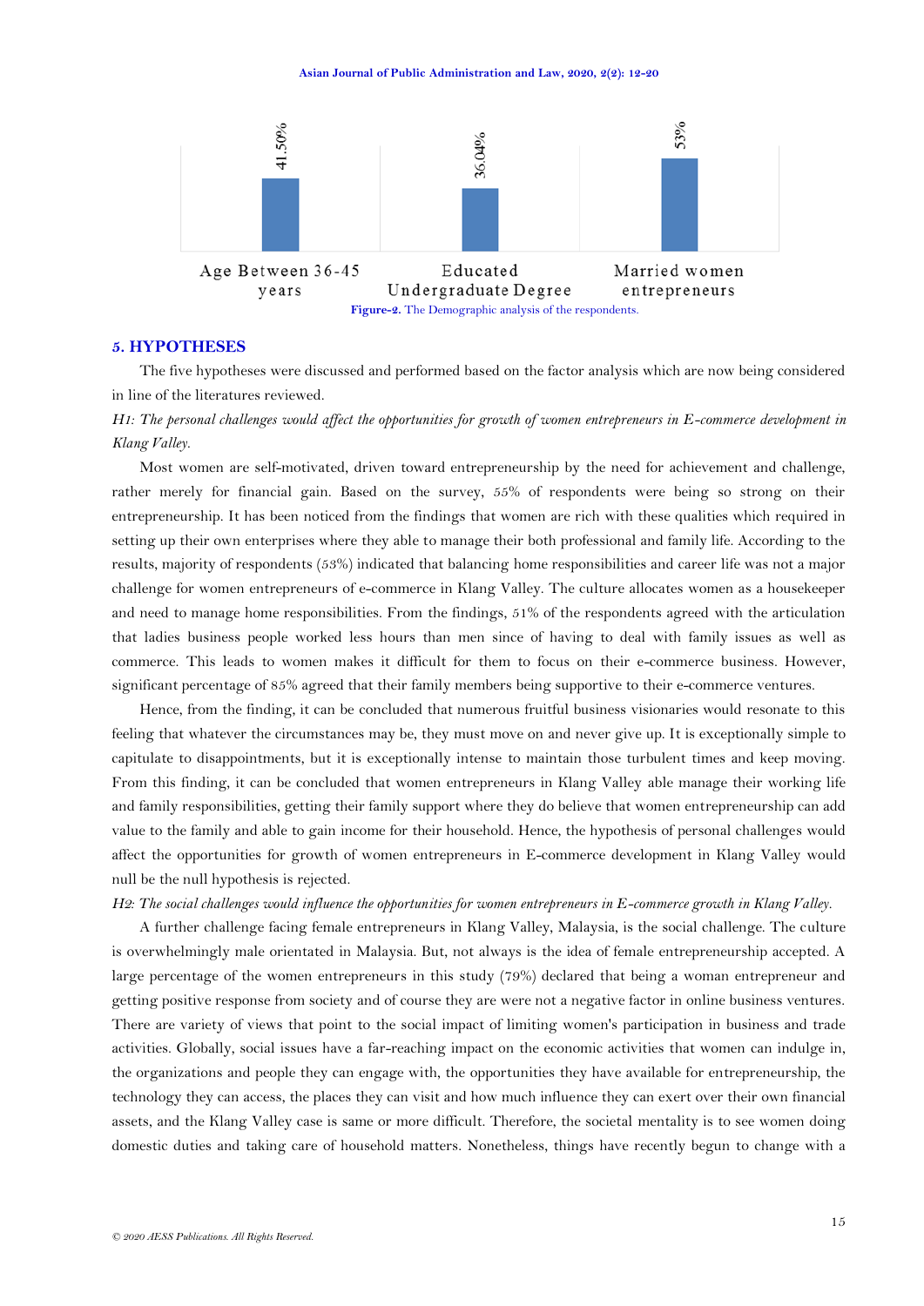| Age Between 36-45 years | Educated Undergraduate Degree | Married women entrepreneurs |
|---|---|---|
| 41.50% | 36.04% | 53% |

**Figure-2.** The Demographic analysis of the respondents.

## 5. HYPOTHESES

The five hypotheses were discussed and performed based on the factor analysis which are now being considered in line of the literatures reviewed.

*H1: The personal challenges would affect the opportunities for growth of women entrepreneurs in E-commerce development in Klang Valley.*

Most women are self-motivated, driven toward entrepreneurship by the need for achievement and challenge, rather merely for financial gain. Based on the survey, 55% of respondents were being so strong on their entrepreneurship. It has been noticed from the findings that women are rich with these qualities which required in setting up their own enterprises where they able to manage their both professional and family life. According to the results, majority of respondents (53%) indicated that balancing home responsibilities and career life was not a major challenge for women entrepreneurs of e-commerce in Klang Valley. The culture allocates women as a housekeeper and need to manage home responsibilities. From the findings, 51% of the respondents agreed with the articulation that ladies business people worked less hours than men since of having to deal with family issues as well as commerce. This leads to women makes it difficult for them to focus on their e-commerce business. However, significant percentage of 85% agreed that their family members being supportive to their e-commerce ventures.

Hence, from the finding, it can be concluded that numerous fruitful business visionaries would resonate to this feeling that whatever the circumstances may be, they must move on and never give up. It is exceptionally simple to capitulate to disappointments, but it is exceptionally intense to maintain those turbulent times and keep moving. From this finding, it can be concluded that women entrepreneurs in Klang Valley able manage their working life and family responsibilities, getting their family support where they do believe that women entrepreneurship can add value to the family and able to gain income for their household. Hence, the hypothesis of personal challenges would affect the opportunities for growth of women entrepreneurs in E-commerce development in Klang Valley would null be the null hypothesis is rejected.

*H2: The social challenges would influence the opportunities for women entrepreneurs in E-commerce growth in Klang Valley.*

A further challenge facing female entrepreneurs in Klang Valley, Malaysia, is the social challenge. The culture is overwhelmingly male orientated in Malaysia. But, not always is the idea of female entrepreneurship accepted. A large percentage of the women entrepreneurs in this study (79%) declared that being a woman entrepreneur and getting positive response from society and of course they are were not a negative factor in online business ventures. There are variety of views that point to the social impact of limiting women's participation in business and trade activities. Globally, social issues have a far-reaching impact on the economic activities that women can indulge in, the organizations and people they can engage with, the opportunities they have available for entrepreneurship, the technology they can access, the places they can visit and how much influence they can exert over their own financial assets, and the Klang Valley case is same or more difficult. Therefore, the societal mentality is to see women doing domestic duties and taking care of household matters. Nonetheless, things have recently begun to change with a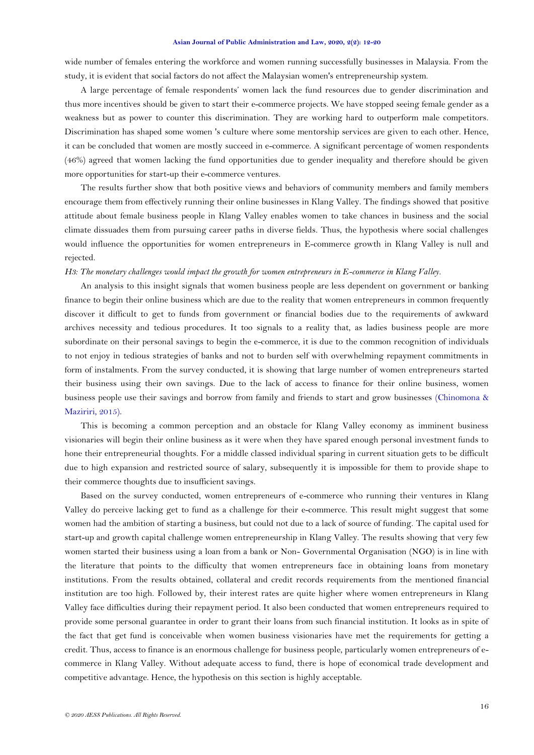wide number of females entering the workforce and women running successfully businesses in Malaysia. From the study, it is evident that social factors do not affect the Malaysian women's entrepreneurship system.

A large percentage of female respondents' women lack the fund resources due to gender discrimination and thus more incentives should be given to start their e-commerce projects. We have stopped seeing female gender as a weakness but as power to counter this discrimination. They are working hard to outperform male competitors. Discrimination has shaped some women 's culture where some mentorship services are given to each other. Hence, it can be concluded that women are mostly succeed in e-commerce. A significant percentage of women respondents (46%) agreed that women lacking the fund opportunities due to gender inequality and therefore should be given more opportunities for start-up their e-commerce ventures.

The results further show that both positive views and behaviors of community members and family members encourage them from effectively running their online businesses in Klang Valley. The findings showed that positive attitude about female business people in Klang Valley enables women to take chances in business and the social climate dissuades them from pursuing career paths in diverse fields. Thus, the hypothesis where social challenges would influence the opportunities for women entrepreneurs in E-commerce growth in Klang Valley is null and rejected.

*H3: The monetary challenges would impact the growth for women entrepreneurs in E-commerce in Klang Valley.*

An analysis to this insight signals that women business people are less dependent on government or banking finance to begin their online business which are due to the reality that women entrepreneurs in common frequently discover it difficult to get to funds from government or financial bodies due to the requirements of awkward archives necessity and tedious procedures. It too signals to a reality that, as ladies business people are more subordinate on their personal savings to begin the e-commerce, it is due to the common recognition of individuals to not enjoy in tedious strategies of banks and not to burden self with overwhelming repayment commitments in form of instalments. From the survey conducted, it is showing that large number of women entrepreneurs started their business using their own savings. Due to the lack of access to finance for their online business, women business people use their savings and borrow from family and friends to start and grow businesses (Chinomona & Maziriri, 2015).

This is becoming a common perception and an obstacle for Klang Valley economy as imminent business visionaries will begin their online business as it were when they have spared enough personal investment funds to hone their entrepreneurial thoughts. For a middle classed individual sparing in current situation gets to be difficult due to high expansion and restricted source of salary, subsequently it is impossible for them to provide shape to their commerce thoughts due to insufficient savings.

Based on the survey conducted, women entrepreneurs of e-commerce who running their ventures in Klang Valley do perceive lacking get to fund as a challenge for their e-commerce. This result might suggest that some women had the ambition of starting a business, but could not due to a lack of source of funding. The capital used for start-up and growth capital challenge women entrepreneurship in Klang Valley. The results showing that very few women started their business using a loan from a bank or Non- Governmental Organisation (NGO) is in line with the literature that points to the difficulty that women entrepreneurs face in obtaining loans from monetary institutions. From the results obtained, collateral and credit records requirements from the mentioned financial institution are too high. Followed by, their interest rates are quite higher where women entrepreneurs in Klang Valley face difficulties during their repayment period. It also been conducted that women entrepreneurs required to provide some personal guarantee in order to grant their loans from such financial institution. It looks as in spite of the fact that get fund is conceivable when women business visionaries have met the requirements for getting a credit. Thus, access to finance is an enormous challenge for business people, particularly women entrepreneurs of e-commerce in Klang Valley. Without adequate access to fund, there is hope of economical trade development and competitive advantage. Hence, the hypothesis on this section is highly acceptable.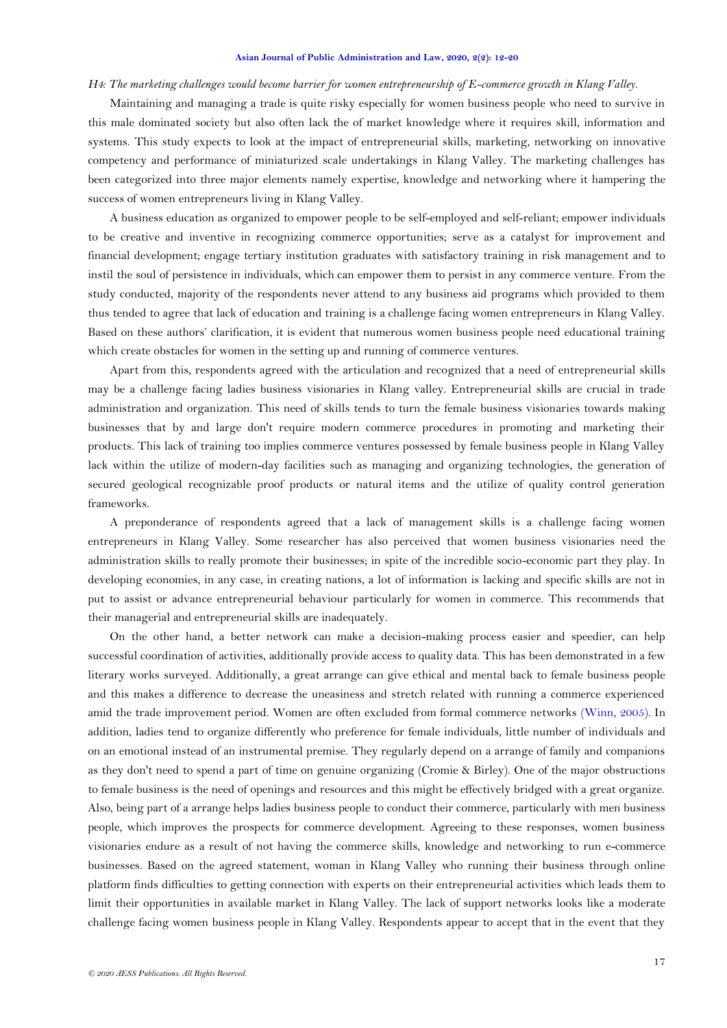*H4: The marketing challenges would become barrier for women entrepreneurship of E-commerce growth in Klang Valley.*

Maintaining and managing a trade is quite risky especially for women business people who need to survive in this male dominated society but also often lack the of market knowledge where it requires skill, information and systems. This study expects to look at the impact of entrepreneurial skills, marketing, networking on innovative competency and performance of miniaturized scale undertakings in Klang Valley. The marketing challenges has been categorized into three major elements namely expertise, knowledge and networking where it hampering the success of women entrepreneurs living in Klang Valley.

A business education as organized to empower people to be self-employed and self-reliant; empower individuals to be creative and inventive in recognizing commerce opportunities; serve as a catalyst for improvement and financial development; engage tertiary institution graduates with satisfactory training in risk management and to instil the soul of persistence in individuals, which can empower them to persist in any commerce venture. From the study conducted, majority of the respondents never attend to any business aid programs which provided to them thus tended to agree that lack of education and training is a challenge facing women entrepreneurs in Klang Valley. Based on these authors' clarification, it is evident that numerous women business people need educational training which create obstacles for women in the setting up and running of commerce ventures.

Apart from this, respondents agreed with the articulation and recognized that a need of entrepreneurial skills may be a challenge facing ladies business visionaries in Klang valley. Entrepreneurial skills are crucial in trade administration and organization. This need of skills tends to turn the female business visionaries towards making businesses that by and large don't require modern commerce procedures in promoting and marketing their products. This lack of training too implies commerce ventures possessed by female business people in Klang Valley lack within the utilize of modern-day facilities such as managing and organizing technologies, the generation of secured geological recognizable proof products or natural items and the utilize of quality control generation frameworks.

A preponderance of respondents agreed that a lack of management skills is a challenge facing women entrepreneurs in Klang Valley. Some researcher has also perceived that women business visionaries need the administration skills to really promote their businesses; in spite of the incredible socio-economic part they play. In developing economies, in any case, in creating nations, a lot of information is lacking and specific skills are not in put to assist or advance entrepreneurial behaviour particularly for women in commerce. This recommends that their managerial and entrepreneurial skills are inadequately.

On the other hand, a better network can make a decision-making process easier and speedier, can help successful coordination of activities, additionally provide access to quality data. This has been demonstrated in a few literary works surveyed. Additionally, a great arrange can give ethical and mental back to female business people and this makes a difference to decrease the uneasiness and stretch related with running a commerce experienced amid the trade improvement period. Women are often excluded from formal commerce networks (Winn, 2005). In addition, ladies tend to organize differently who preference for female individuals, little number of individuals and on an emotional instead of an instrumental premise. They regularly depend on a arrange of family and companions as they don't need to spend a part of time on genuine organizing (Cromie & Birley). One of the major obstructions to female business is the need of openings and resources and this might be effectively bridged with a great organize. Also, being part of a arrange helps ladies business people to conduct their commerce, particularly with men business people, which improves the prospects for commerce development. Agreeing to these responses, women business visionaries endure as a result of not having the commerce skills, knowledge and networking to run e-commerce businesses. Based on the agreed statement, woman in Klang Valley who running their business through online platform finds difficulties to getting connection with experts on their entrepreneurial activities which leads them to limit their opportunities in available market in Klang Valley. The lack of support networks looks like a moderate challenge facing women business people in Klang Valley. Respondents appear to accept that in the event that they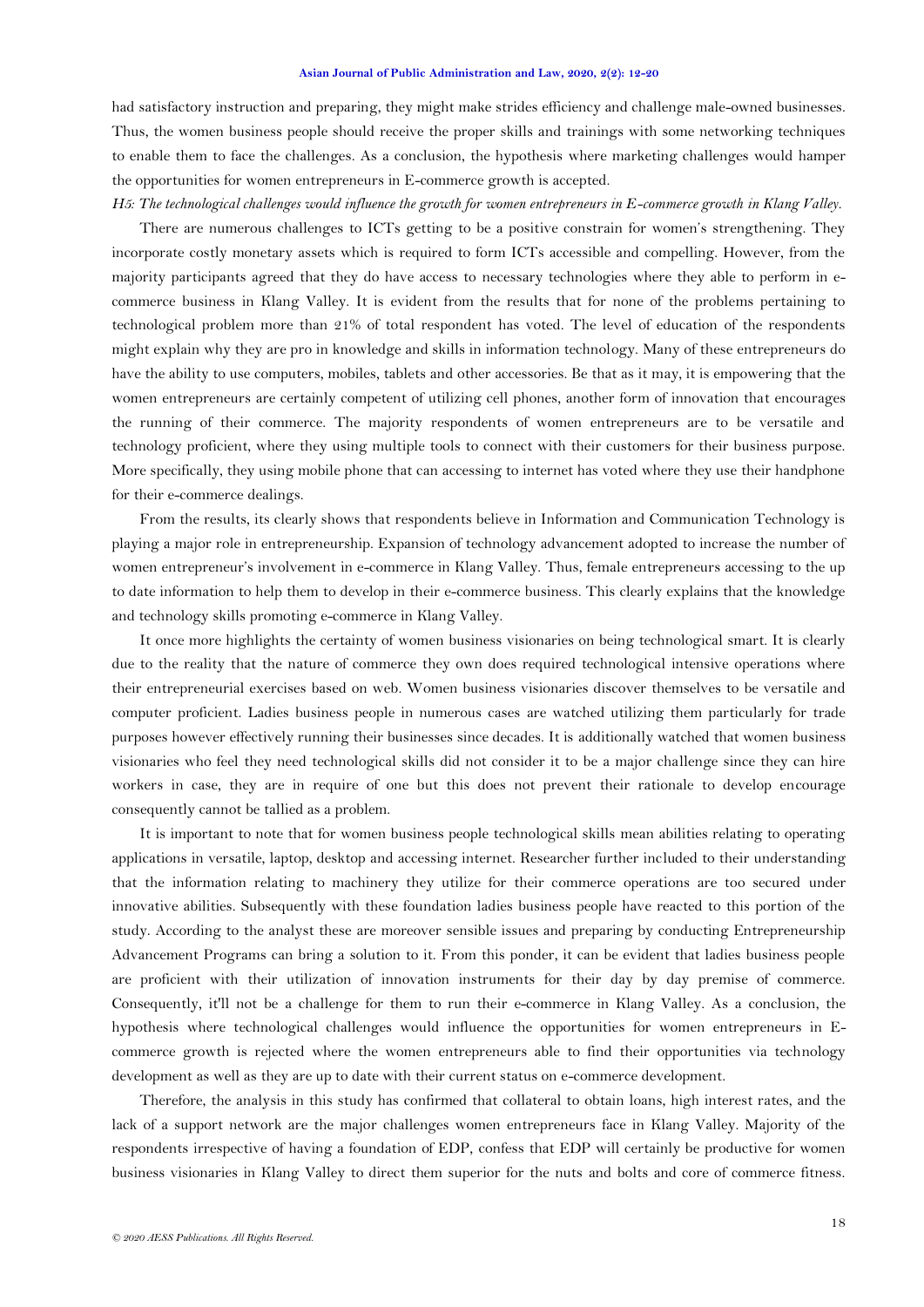had satisfactory instruction and preparing, they might make strides efficiency and challenge male-owned businesses. Thus, the women business people should receive the proper skills and trainings with some networking techniques to enable them to face the challenges. As a conclusion, the hypothesis where marketing challenges would hamper the opportunities for women entrepreneurs in E-commerce growth is accepted.

*H5: The technological challenges would influence the growth for women entrepreneurs in E-commerce growth in Klang Valley.*

There are numerous challenges to ICTs getting to be a positive constrain for women's strengthening. They incorporate costly monetary assets which is required to form ICTs accessible and compelling. However, from the majority participants agreed that they do have access to necessary technologies where they able to perform in e-commerce business in Klang Valley. It is evident from the results that for none of the problems pertaining to technological problem more than 21% of total respondent has voted. The level of education of the respondents might explain why they are pro in knowledge and skills in information technology. Many of these entrepreneurs do have the ability to use computers, mobiles, tablets and other accessories. Be that as it may, it is empowering that the women entrepreneurs are certainly competent of utilizing cell phones, another form of innovation that encourages the running of their commerce. The majority respondents of women entrepreneurs are to be versatile and technology proficient, where they using multiple tools to connect with their customers for their business purpose. More specifically, they using mobile phone that can accessing to internet has voted where they use their handphone for their e-commerce dealings.

From the results, its clearly shows that respondents believe in Information and Communication Technology is playing a major role in entrepreneurship. Expansion of technology advancement adopted to increase the number of women entrepreneur's involvement in e-commerce in Klang Valley. Thus, female entrepreneurs accessing to the up to date information to help them to develop in their e-commerce business. This clearly explains that the knowledge and technology skills promoting e-commerce in Klang Valley.

It once more highlights the certainty of women business visionaries on being technological smart. It is clearly due to the reality that the nature of commerce they own does required technological intensive operations where their entrepreneurial exercises based on web. Women business visionaries discover themselves to be versatile and computer proficient. Ladies business people in numerous cases are watched utilizing them particularly for trade purposes however effectively running their businesses since decades. It is additionally watched that women business visionaries who feel they need technological skills did not consider it to be a major challenge since they can hire workers in case, they are in require of one but this does not prevent their rationale to develop encourage consequently cannot be tallied as a problem.

It is important to note that for women business people technological skills mean abilities relating to operating applications in versatile, laptop, desktop and accessing internet. Researcher further included to their understanding that the information relating to machinery they utilize for their commerce operations are too secured under innovative abilities. Subsequently with these foundation ladies business people have reacted to this portion of the study. According to the analyst these are moreover sensible issues and preparing by conducting Entrepreneurship Advancement Programs can bring a solution to it. From this ponder, it can be evident that ladies business people are proficient with their utilization of innovation instruments for their day by day premise of commerce. Consequently, it'll not be a challenge for them to run their e-commerce in Klang Valley. As a conclusion, the hypothesis where technological challenges would influence the opportunities for women entrepreneurs in E-commerce growth is rejected where the women entrepreneurs able to find their opportunities via technology development as well as they are up to date with their current status on e-commerce development.

Therefore, the analysis in this study has confirmed that collateral to obtain loans, high interest rates, and the lack of a support network are the major challenges women entrepreneurs face in Klang Valley. Majority of the respondents irrespective of having a foundation of EDP, confess that EDP will certainly be productive for women business visionaries in Klang Valley to direct them superior for the nuts and bolts and core of commerce fitness.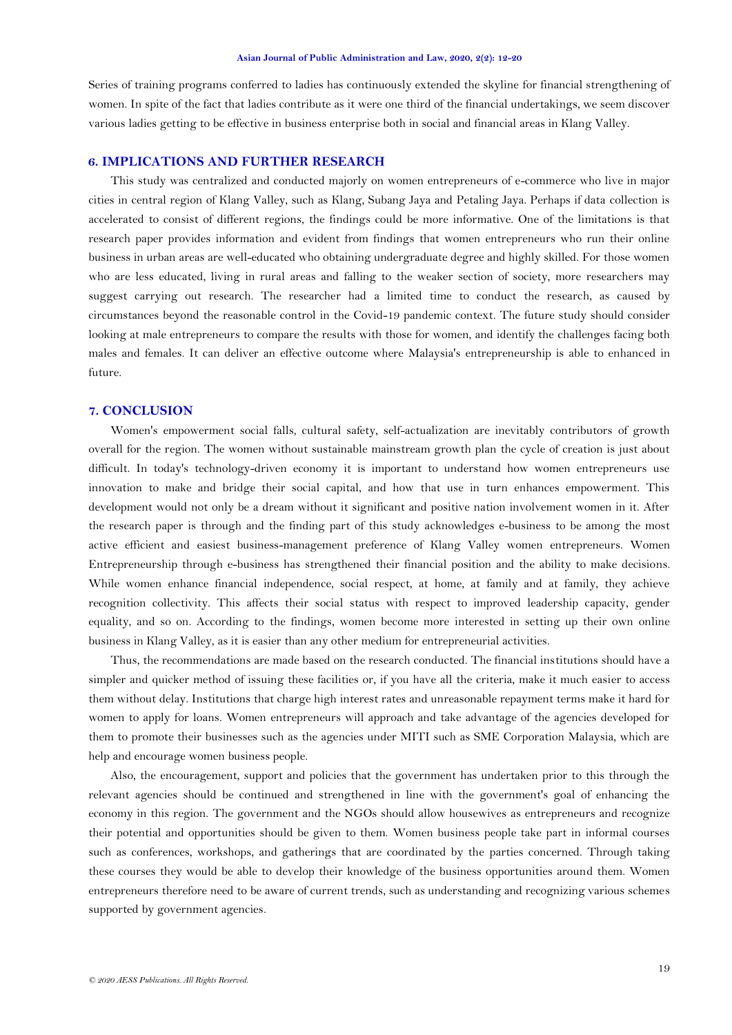Series of training programs conferred to ladies has continuously extended the skyline for financial strengthening of women. In spite of the fact that ladies contribute as it were one third of the financial undertakings, we seem discover various ladies getting to be effective in business enterprise both in social and financial areas in Klang Valley.

## 6. IMPLICATIONS AND FURTHER RESEARCH

This study was centralized and conducted majorly on women entrepreneurs of e-commerce who live in major cities in central region of Klang Valley, such as Klang, Subang Jaya and Petaling Jaya. Perhaps if data collection is accelerated to consist of different regions, the findings could be more informative. One of the limitations is that research paper provides information and evident from findings that women entrepreneurs who run their online business in urban areas are well-educated who obtaining undergraduate degree and highly skilled. For those women who are less educated, living in rural areas and falling to the weaker section of society, more researchers may suggest carrying out research. The researcher had a limited time to conduct the research, as caused by circumstances beyond the reasonable control in the Covid-19 pandemic context. The future study should consider looking at male entrepreneurs to compare the results with those for women, and identify the challenges facing both males and females. It can deliver an effective outcome where Malaysia's entrepreneurship is able to enhanced in future.

## 7. CONCLUSION

Women's empowerment social falls, cultural safety, self-actualization are inevitably contributors of growth overall for the region. The women without sustainable mainstream growth plan the cycle of creation is just about difficult. In today's technology-driven economy it is important to understand how women entrepreneurs use innovation to make and bridge their social capital, and how that use in turn enhances empowerment. This development would not only be a dream without it significant and positive nation involvement women in it. After the research paper is through and the finding part of this study acknowledges e-business to be among the most active efficient and easiest business-management preference of Klang Valley women entrepreneurs. Women Entrepreneurship through e-business has strengthened their financial position and the ability to make decisions. While women enhance financial independence, social respect, at home, at family and at family, they achieve recognition collectivity. This affects their social status with respect to improved leadership capacity, gender equality, and so on. According to the findings, women become more interested in setting up their own online business in Klang Valley, as it is easier than any other medium for entrepreneurial activities.

Thus, the recommendations are made based on the research conducted. The financial institutions should have a simpler and quicker method of issuing these facilities or, if you have all the criteria, make it much easier to access them without delay. Institutions that charge high interest rates and unreasonable repayment terms make it hard for women to apply for loans. Women entrepreneurs will approach and take advantage of the agencies developed for them to promote their businesses such as the agencies under MITI such as SME Corporation Malaysia, which are help and encourage women business people.

Also, the encouragement, support and policies that the government has undertaken prior to this through the relevant agencies should be continued and strengthened in line with the government's goal of enhancing the economy in this region. The government and the NGOs should allow housewives as entrepreneurs and recognize their potential and opportunities should be given to them. Women business people take part in informal courses such as conferences, workshops, and gatherings that are coordinated by the parties concerned. Through taking these courses they would be able to develop their knowledge of the business opportunities around them. Women entrepreneurs therefore need to be aware of current trends, such as understanding and recognizing various schemes supported by government agencies.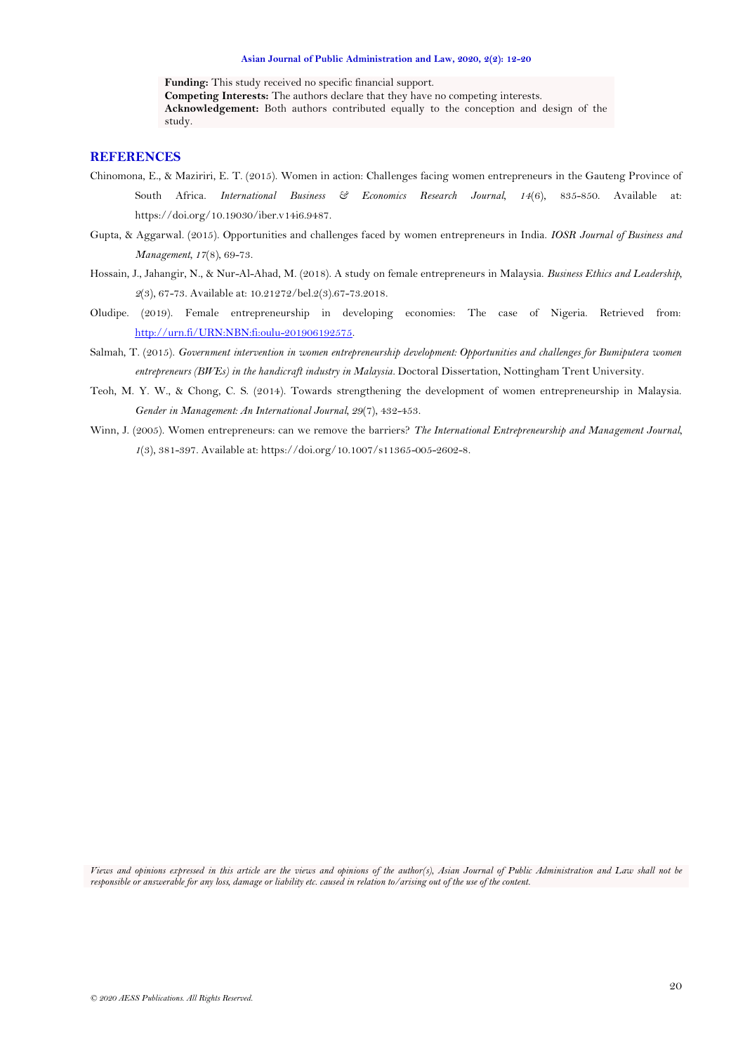**Funding:** This study received no specific financial support.
**Competing Interests:** The authors declare that they have no competing interests.
**Acknowledgement:** Both authors contributed equally to the conception and design of the study.

## REFERENCES

Chinomona, E., & Maziriri, E. T. (2015). Women in action: Challenges facing women entrepreneurs in the Gauteng Province of South Africa. *International Business & Economics Research Journal*, *14*(6), 835-850. Available at: https://doi.org/10.19030/iber.v14i6.9487.

Gupta, & Aggarwal. (2015). Opportunities and challenges faced by women entrepreneurs in India. *IOSR Journal of Business and Management*, *17*(8), 69-73.

Hossain, J., Jahangir, N., & Nur-Al-Ahad, M. (2018). A study on female entrepreneurs in Malaysia. *Business Ethics and Leadership*, *2*(3), 67-73. Available at: 10.21272/bel.2(3).67-73.2018.

Oludipe. (2019). Female entrepreneurship in developing economies: The case of Nigeria. Retrieved from: http://urn.fi/URN:NBN:fi:oulu-201906192575.

Salmah, T. (2015). *Government intervention in women entrepreneurship development: Opportunities and challenges for Bumiputera women entrepreneurs (BWEs) in the handicraft industry in Malaysia.* Doctoral Dissertation, Nottingham Trent University.

Teoh, M. Y. W., & Chong, C. S. (2014). Towards strengthening the development of women entrepreneurship in Malaysia. *Gender in Management: An International Journal*, *29*(7), 432-453.

Winn, J. (2005). Women entrepreneurs: can we remove the barriers? *The International Entrepreneurship and Management Journal*, *1*(3), 381-397. Available at: https://doi.org/10.1007/s11365-005-2602-8.

*Views and opinions expressed in this article are the views and opinions of the author(s), Asian Journal of Public Administration and Law shall not be responsible or answerable for any loss, damage or liability etc. caused in relation to/arising out of the use of the content.*